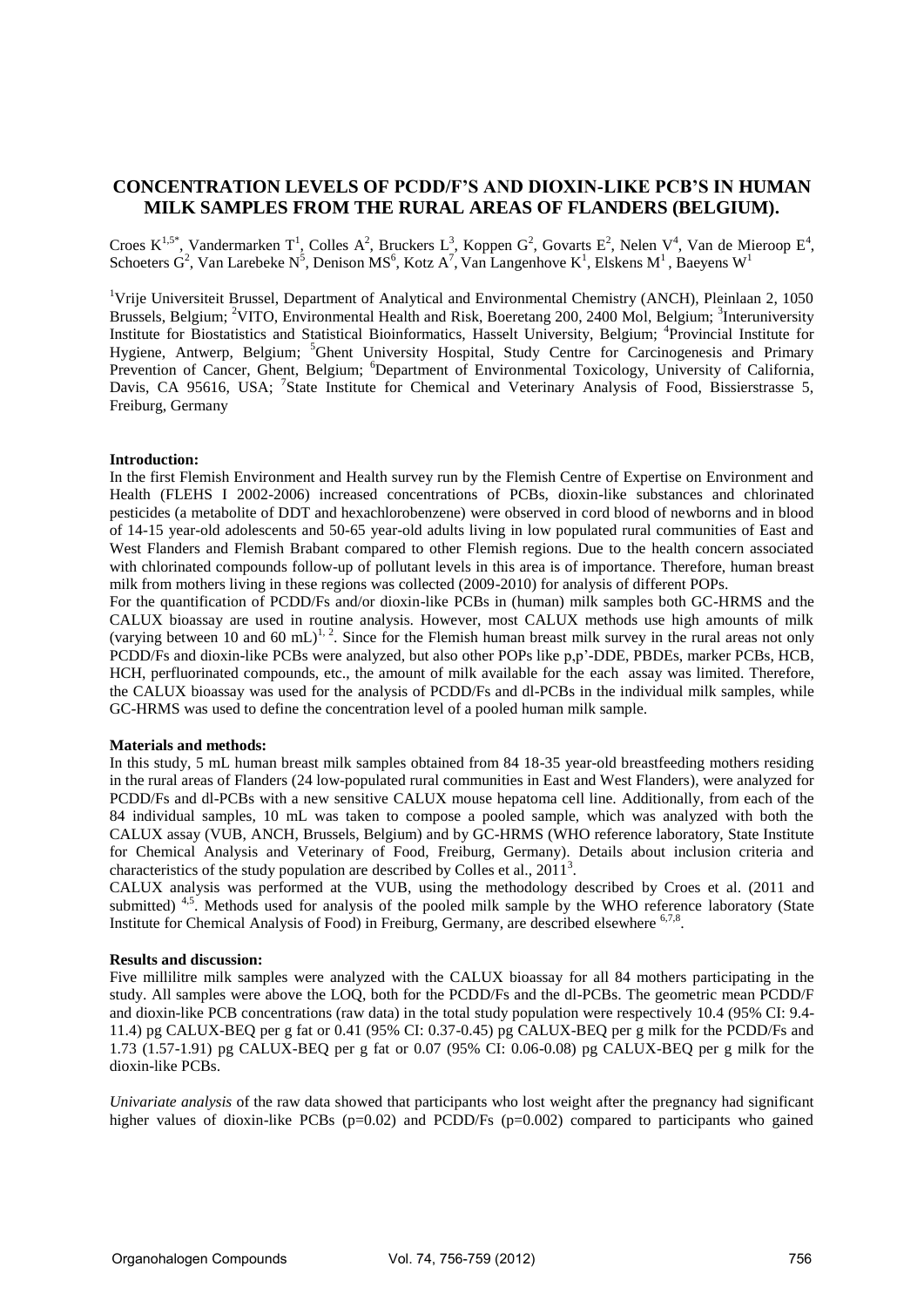# CONCENTRATION LEVELS OF PCDD/F'S AND DIOXIN-LIKE PCB'S IN HUMAN MILK SAMPLES FROM THE RURAL AREAS OF FLANDERS (BELGIUM).

Croes K[1,5*], Vandermarken T[1], Colles A[2], Bruckers L[3], Koppen G[2], Govarts E[2], Nelen V[4], Van de Mieroop E[4], Schoeters G[2], Van Larebeke N[5], Denison MS[6], Kotz A[7], Van Langenhove K[1], Elskens M[1], Baeyens W[1]

[1]Vrije Universiteit Brussel, Department of Analytical and Environmental Chemistry (ANCH), Pleinlaan 2, 1050 Brussels, Belgium; [2]VITO, Environmental Health and Risk, Boeretang 200, 2400 Mol, Belgium; [3]Interuniversity Institute for Biostatistics and Statistical Bioinformatics, Hasselt University, Belgium; [4]Provincial Institute for Hygiene, Antwerp, Belgium; [5]Ghent University Hospital, Study Centre for Carcinogenesis and Primary Prevention of Cancer, Ghent, Belgium; [6]Department of Environmental Toxicology, University of California, Davis, CA 95616, USA; [7]State Institute for Chemical and Veterinary Analysis of Food, Bissierstrasse 5, Freiburg, Germany

**Introduction:**

In the first Flemish Environment and Health survey run by the Flemish Centre of Expertise on Environment and Health (FLEHS I 2002-2006) increased concentrations of PCBs, dioxin-like substances and chlorinated pesticides (a metabolite of DDT and hexachlorobenzene) were observed in cord blood of newborns and in blood of 14-15 year-old adolescents and 50-65 year-old adults living in low populated rural communities of East and West Flanders and Flemish Brabant compared to other Flemish regions. Due to the health concern associated with chlorinated compounds follow-up of pollutant levels in this area is of importance. Therefore, human breast milk from mothers living in these regions was collected (2009-2010) for analysis of different POPs.

For the quantification of PCDD/Fs and/or dioxin-like PCBs in (human) milk samples both GC-HRMS and the CALUX bioassay are used in routine analysis. However, most CALUX methods use high amounts of milk (varying between 10 and 60 mL)[1, 2]. Since for the Flemish human breast milk survey in the rural areas not only PCDD/Fs and dioxin-like PCBs were analyzed, but also other POPs like p,p'-DDE, PBDEs, marker PCBs, HCB, HCH, perfluorinated compounds, etc., the amount of milk available for the each assay was limited. Therefore, the CALUX bioassay was used for the analysis of PCDD/Fs and dl-PCBs in the individual milk samples, while GC-HRMS was used to define the concentration level of a pooled human milk sample.

**Materials and methods:**

In this study, 5 mL human breast milk samples obtained from 84 18-35 year-old breastfeeding mothers residing in the rural areas of Flanders (24 low-populated rural communities in East and West Flanders), were analyzed for PCDD/Fs and dl-PCBs with a new sensitive CALUX mouse hepatoma cell line. Additionally, from each of the 84 individual samples, 10 mL was taken to compose a pooled sample, which was analyzed with both the CALUX assay (VUB, ANCH, Brussels, Belgium) and by GC-HRMS (WHO reference laboratory, State Institute for Chemical Analysis and Veterinary of Food, Freiburg, Germany). Details about inclusion criteria and characteristics of the study population are described by Colles et al., 2011[3].

CALUX analysis was performed at the VUB, using the methodology described by Croes et al. (2011 and submitted) [4,5]. Methods used for analysis of the pooled milk sample by the WHO reference laboratory (State Institute for Chemical Analysis of Food) in Freiburg, Germany, are described elsewhere [6,7,8].

**Results and discussion:**

Five millilitre milk samples were analyzed with the CALUX bioassay for all 84 mothers participating in the study. All samples were above the LOQ, both for the PCDD/Fs and the dl-PCBs. The geometric mean PCDD/F and dioxin-like PCB concentrations (raw data) in the total study population were respectively 10.4 (95% CI: 9.4-11.4) pg CALUX-BEQ per g fat or 0.41 (95% CI: 0.37-0.45) pg CALUX-BEQ per g milk for the PCDD/Fs and 1.73 (1.57-1.91) pg CALUX-BEQ per g fat or 0.07 (95% CI: 0.06-0.08) pg CALUX-BEQ per g milk for the dioxin-like PCBs.

*Univariate analysis* of the raw data showed that participants who lost weight after the pregnancy had significant higher values of dioxin-like PCBs ($p=0.02$) and PCDD/Fs ($p=0.002$) compared to participants who gained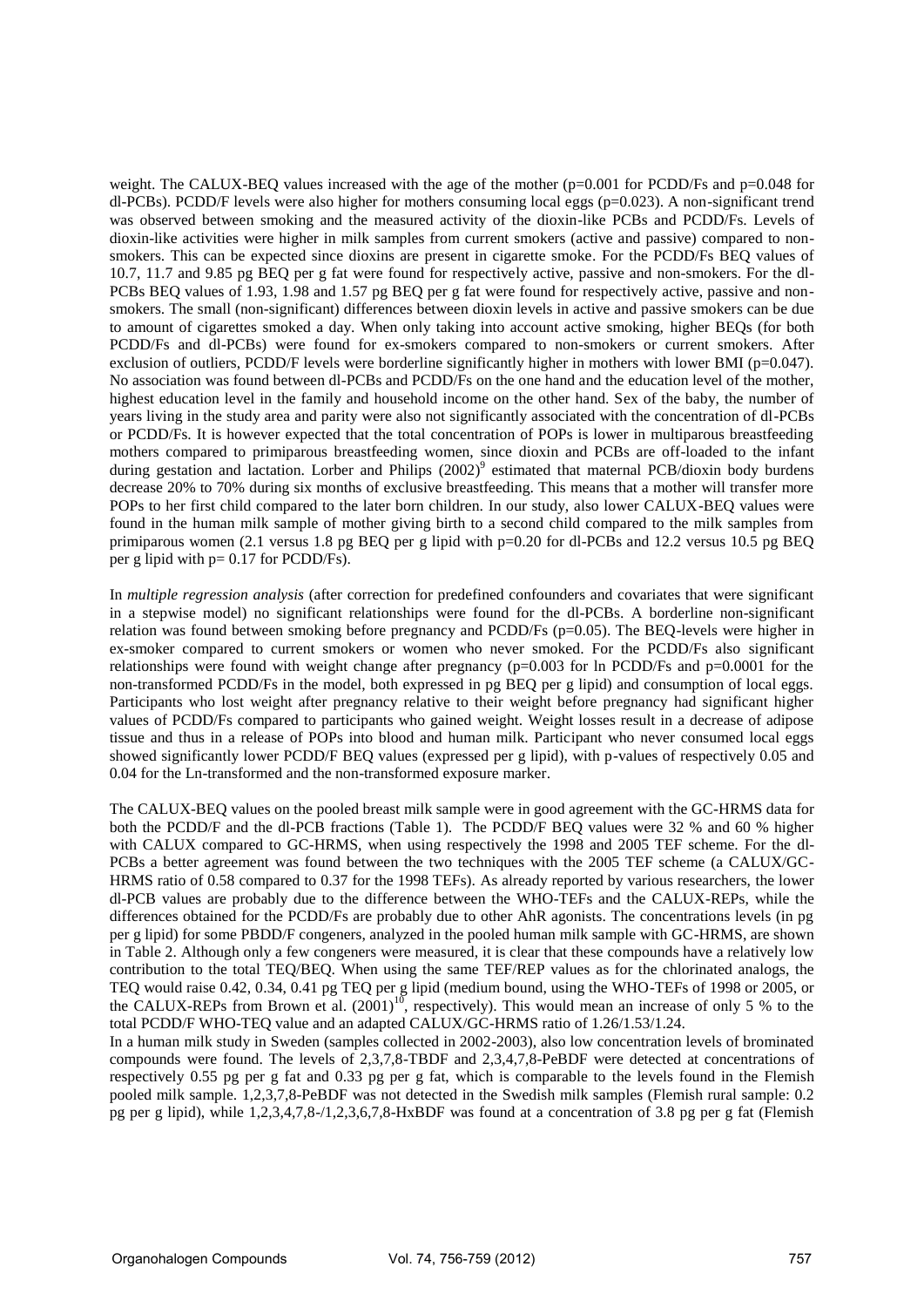weight. The CALUX-BEQ values increased with the age of the mother ($p=0.001$ for PCDD/Fs and $p=0.048$ for dl-PCBs). PCDD/F levels were also higher for mothers consuming local eggs ($p=0.023$). A non-significant trend was observed between smoking and the measured activity of the dioxin-like PCBs and PCDD/Fs. Levels of dioxin-like activities were higher in milk samples from current smokers (active and passive) compared to non-smokers. This can be expected since dioxins are present in cigarette smoke. For the PCDD/Fs BEQ values of 10.7, 11.7 and 9.85 pg BEQ per g fat were found for respectively active, passive and non-smokers. For the dl-PCBs BEQ values of 1.93, 1.98 and 1.57 pg BEQ per g fat were found for respectively active, passive and non-smokers. The small (non-significant) differences between dioxin levels in active and passive smokers can be due to amount of cigarettes smoked a day. When only taking into account active smoking, higher BEQs (for both PCDD/Fs and dl-PCBs) were found for ex-smokers compared to non-smokers or current smokers. After exclusion of outliers, PCDD/F levels were borderline significantly higher in mothers with lower BMI ($p=0.047$). No association was found between dl-PCBs and PCDD/Fs on the one hand and the education level of the mother, highest education level in the family and household income on the other hand. Sex of the baby, the number of years living in the study area and parity were also not significantly associated with the concentration of dl-PCBs or PCDD/Fs. It is however expected that the total concentration of POPs is lower in multiparous breastfeeding mothers compared to primiparous breastfeeding women, since dioxin and PCBs are off-loaded to the infant during gestation and lactation. Lorber and Philips (2002)[9] estimated that maternal PCB/dioxin body burdens decrease 20% to 70% during six months of exclusive breastfeeding. This means that a mother will transfer more POPs to her first child compared to the later born children. In our study, also lower CALUX-BEQ values were found in the human milk sample of mother giving birth to a second child compared to the milk samples from primiparous women (2.1 versus 1.8 pg BEQ per g lipid with $p=0.20$ for dl-PCBs and 12.2 versus 10.5 pg BEQ per g lipid with $p= 0.17$ for PCDD/Fs).

In *multiple regression analysis* (after correction for predefined confounders and covariates that were significant in a stepwise model) no significant relationships were found for the dl-PCBs. A borderline non-significant relation was found between smoking before pregnancy and PCDD/Fs ($p=0.05$). The BEQ-levels were higher in ex-smoker compared to current smokers or women who never smoked. For the PCDD/Fs also significant relationships were found with weight change after pregnancy ($p=0.003$ for ln PCDD/Fs and $p=0.0001$ for the non-transformed PCDD/Fs in the model, both expressed in pg BEQ per g lipid) and consumption of local eggs. Participants who lost weight after pregnancy relative to their weight before pregnancy had significant higher values of PCDD/Fs compared to participants who gained weight. Weight losses result in a decrease of adipose tissue and thus in a release of POPs into blood and human milk. Participant who never consumed local eggs showed significantly lower PCDD/F BEQ values (expressed per g lipid), with p-values of respectively 0.05 and 0.04 for the Ln-transformed and the non-transformed exposure marker.

The CALUX-BEQ values on the pooled breast milk sample were in good agreement with the GC-HRMS data for both the PCDD/F and the dl-PCB fractions (Table 1). The PCDD/F BEQ values were 32 % and 60 % higher with CALUX compared to GC-HRMS, when using respectively the 1998 and 2005 TEF scheme. For the dl-PCBs a better agreement was found between the two techniques with the 2005 TEF scheme (a CALUX/GC-HRMS ratio of 0.58 compared to 0.37 for the 1998 TEFs). As already reported by various researchers, the lower dl-PCB values are probably due to the difference between the WHO-TEFs and the CALUX-REPs, while the differences obtained for the PCDD/Fs are probably due to other AhR agonists. The concentrations levels (in pg per g lipid) for some PBDD/F congeners, analyzed in the pooled human milk sample with GC-HRMS, are shown in Table 2. Although only a few congeners were measured, it is clear that these compounds have a relatively low contribution to the total TEQ/BEQ. When using the same TEF/REP values as for the chlorinated analogs, the TEQ would raise 0.42, 0.34, 0.41 pg TEQ per g lipid (medium bound, using the WHO-TEFs of 1998 or 2005, or the CALUX-REPs from Brown et al. (2001)[10], respectively). This would mean an increase of only 5 % to the total PCDD/F WHO-TEQ value and an adapted CALUX/GC-HRMS ratio of 1.26/1.53/1.24.

In a human milk study in Sweden (samples collected in 2002-2003), also low concentration levels of brominated compounds were found. The levels of 2,3,7,8-TBDF and 2,3,4,7,8-PeBDF were detected at concentrations of respectively 0.55 pg per g fat and 0.33 pg per g fat, which is comparable to the levels found in the Flemish pooled milk sample. 1,2,3,7,8-PeBDF was not detected in the Swedish milk samples (Flemish rural sample: 0.2 pg per g lipid), while 1,2,3,4,7,8-/1,2,3,6,7,8-HxBDF was found at a concentration of 3.8 pg per g fat (Flemish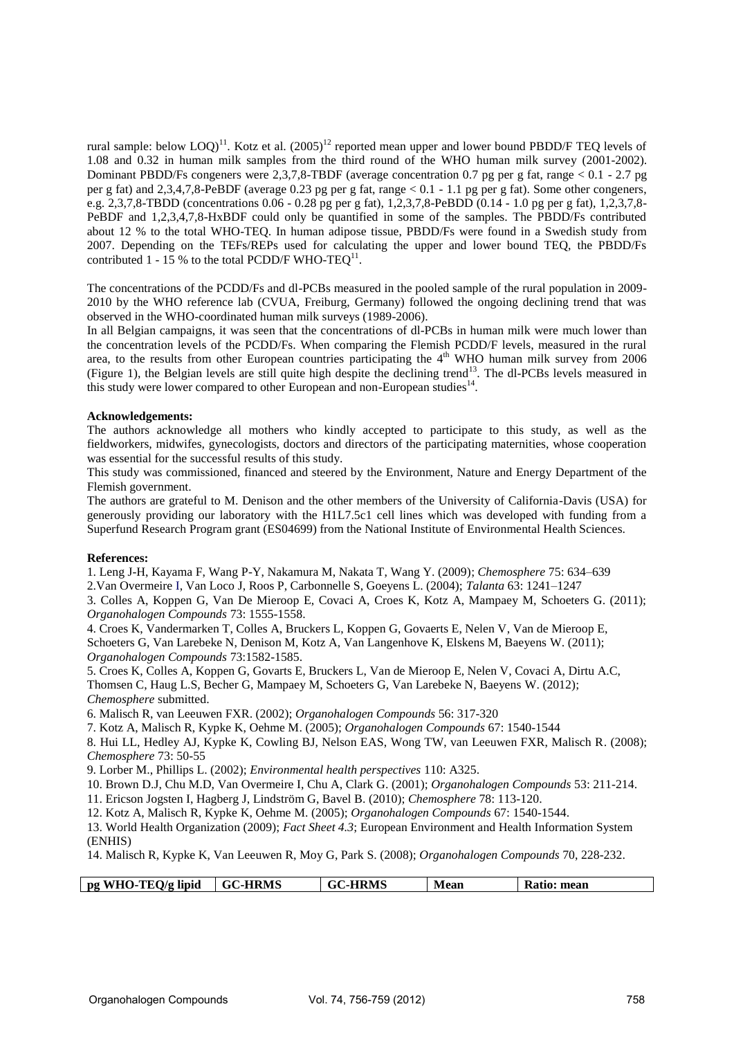rural sample: below LOQ)[11]. Kotz et al. (2005)[12] reported mean upper and lower bound PBDD/F TEQ levels of 1.08 and 0.32 in human milk samples from the third round of the WHO human milk survey (2001-2002). Dominant PBDD/Fs congeners were 2,3,7,8-TBDF (average concentration 0.7 pg per g fat, range < 0.1 - 2.7 pg per g fat) and 2,3,4,7,8-PeBDF (average 0.23 pg per g fat, range < 0.1 - 1.1 pg per g fat). Some other congeners, e.g. 2,3,7,8-TBDD (concentrations 0.06 - 0.28 pg per g fat), 1,2,3,7,8-PeBDD (0.14 - 1.0 pg per g fat), 1,2,3,7,8-PeBDF and 1,2,3,4,7,8-HxBDF could only be quantified in some of the samples. The PBDD/Fs contributed about 12 % to the total WHO-TEQ. In human adipose tissue, PBDD/Fs were found in a Swedish study from 2007. Depending on the TEFs/REPs used for calculating the upper and lower bound TEQ, the PBDD/Fs contributed 1 - 15 % to the total PCDD/F WHO-TEQ[11].

The concentrations of the PCDD/Fs and dl-PCBs measured in the pooled sample of the rural population in 2009-2010 by the WHO reference lab (CVUA, Freiburg, Germany) followed the ongoing declining trend that was observed in the WHO-coordinated human milk surveys (1989-2006).

In all Belgian campaigns, it was seen that the concentrations of dl-PCBs in human milk were much lower than the concentration levels of the PCDD/Fs. When comparing the Flemish PCDD/F levels, measured in the rural area, to the results from other European countries participating the 4th WHO human milk survey from 2006 (Figure 1), the Belgian levels are still quite high despite the declining trend[13]. The dl-PCBs levels measured in this study were lower compared to other European and non-European studies[14].

**Acknowledgements:**

The authors acknowledge all mothers who kindly accepted to participate to this study, as well as the fieldworkers, midwifes, gynecologists, doctors and directors of the participating maternities, whose cooperation was essential for the successful results of this study.

This study was commissioned, financed and steered by the Environment, Nature and Energy Department of the Flemish government.

The authors are grateful to M. Denison and the other members of the University of California-Davis (USA) for generously providing our laboratory with the H1L7.5c1 cell lines which was developed with funding from a Superfund Research Program grant (ES04699) from the National Institute of Environmental Health Sciences.

**References:**

1. Leng J-H, Kayama F, Wang P-Y, Nakamura M, Nakata T, Wang Y. (2009); *Chemosphere* 75: 634–639
2. Van Overmeire I, Van Loco J, Roos P, Carbonnelle S, Goeyens L. (2004); *Talanta* 63: 1241–1247
3. Colles A, Koppen G, Van De Mieroop E, Covaci A, Croes K, Kotz A, Mampaey M, Schoeters G. (2011); *Organohalogen Compounds* 73: 1555-1558.
4. Croes K, Vandermarken T, Colles A, Bruckers L, Koppen G, Govaerts E, Nelen V, Van de Mieroop E, Schoeters G, Van Larebeke N, Denison M, Kotz A, Van Langenhove K, Elskens M, Baeyens W. (2011); *Organohalogen Compounds* 73:1582-1585.
5. Croes K, Colles A, Koppen G, Govarts E, Bruckers L, Van de Mieroop E, Nelen V, Covaci A, Dirtu A.C, Thomsen C, Haug L.S, Becher G, Mampaey M, Schoeters G, Van Larebeke N, Baeyens W. (2012); *Chemosphere* submitted.
6. Malisch R, van Leeuwen FXR. (2002); *Organohalogen Compounds* 56: 317-320
7. Kotz A, Malisch R, Kypke K, Oehme M. (2005); *Organohalogen Compounds* 67: 1540-1544
8. Hui LL, Hedley AJ, Kypke K, Cowling BJ, Nelson EAS, Wong TW, van Leeuwen FXR, Malisch R. (2008); *Chemosphere* 73: 50-55
9. Lorber M., Phillips L. (2002); *Environmental health perspectives* 110: A325.
10. Brown D.J, Chu M.D, Van Overmeire I, Chu A, Clark G. (2001); *Organohalogen Compounds* 53: 211-214.
11. Ericson Jogsten I, Hagberg J, Lindström G, Bavel B. (2010); *Chemosphere* 78: 113-120.
12. Kotz A, Malisch R, Kypke K, Oehme M. (2005); *Organohalogen Compounds* 67: 1540-1544.
13. World Health Organization (2009); *Fact Sheet 4.3*; European Environment and Health Information System (ENHIS)
14. Malisch R, Kypke K, Van Leeuwen R, Moy G, Park S. (2008); *Organohalogen Compounds* 70, 228-232.

| pg WHO-TEQ/g lipid | GC-HRMS | GC-HRMS | Mean | Ratio: mean |
|---|---|---|---|---|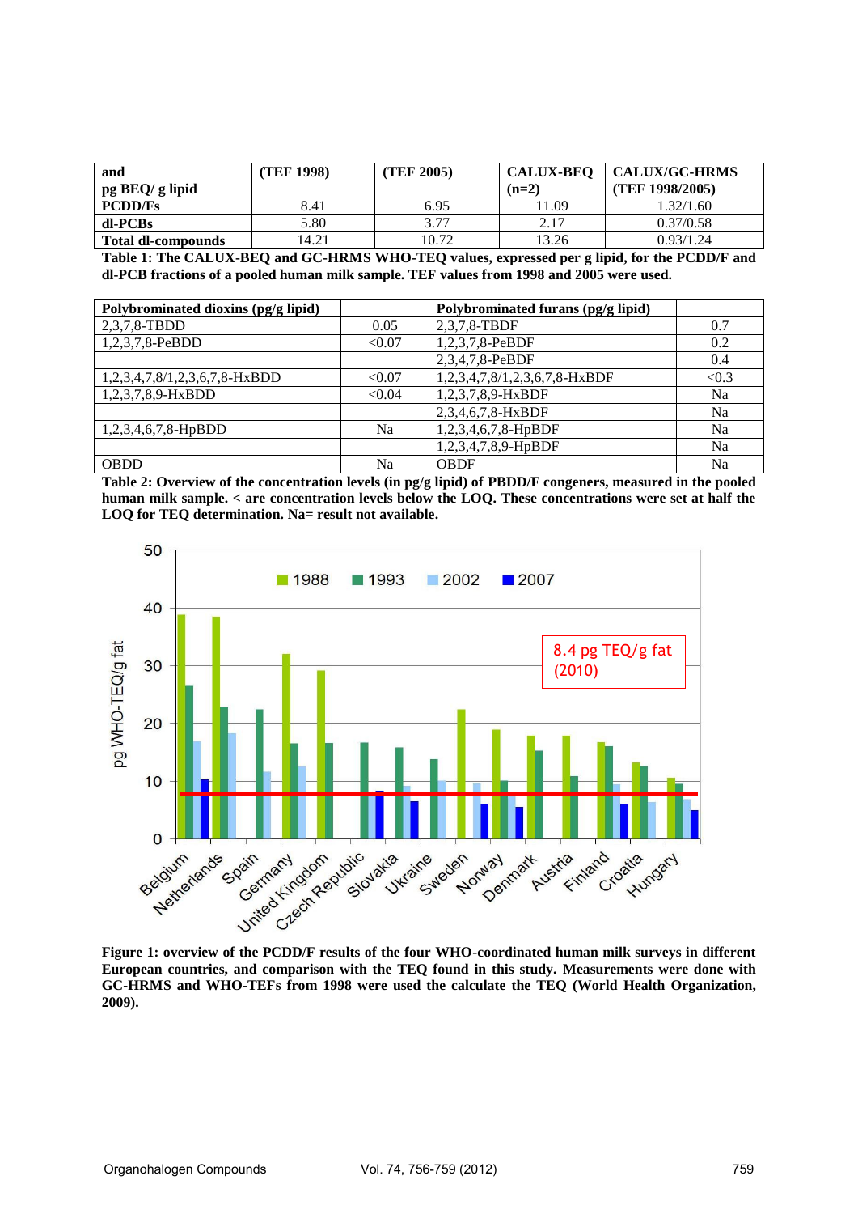| and pg BEQ/ g lipid | (TEF 1998) | (TEF 2005) | CALUX-BEQ (n=2) | CALUX/GC-HRMS (TEF 1998/2005) |
|---|---|---|---|---|
| **PCDD/Fs** | 8.41 | 6.95 | 11.09 | 1.32/1.60 |
| **dl-PCBs** | 5.80 | 3.77 | 2.17 | 0.37/0.58 |
| **Total dl-compounds** | 14.21 | 10.72 | 13.26 | 0.93/1.24 |

**Table 1: The CALUX-BEQ and GC-HRMS WHO-TEQ values, expressed per g lipid, for the PCDD/F and dl-PCB fractions of a pooled human milk sample. TEF values from 1998 and 2005 were used.**

| Polybrominated dioxins (pg/g lipid) | | Polybrominated furans (pg/g lipid) | |
|---|---|---|---|
| 2,3,7,8-TBDD | 0.05 | 2,3,7,8-TBDF | 0.7 |
| 1,2,3,7,8-PeBDD | <0.07 | 1,2,3,7,8-PeBDF | 0.2 |
| | | 2,3,4,7,8-PeBDF | 0.4 |
| 1,2,3,4,7,8/1,2,3,6,7,8-HxBDD | <0.07 | 1,2,3,4,7,8/1,2,3,6,7,8-HxBDF | <0.3 |
| 1,2,3,7,8,9-HxBDD | <0.04 | 1,2,3,7,8,9-HxBDF | Na |
| | | 2,3,4,6,7,8-HxBDF | Na |
| 1,2,3,4,6,7,8-HpBDD | Na | 1,2,3,4,6,7,8-HpBDF | Na |
| | | 1,2,3,4,7,8,9-HpBDF | Na |
| OBDD | Na | OBDF | Na |

**Table 2: Overview of the concentration levels (in pg/g lipid) of PBDD/F congeners, measured in the pooled human milk sample. < are concentration levels below the LOQ. These concentrations were set at half the LOQ for TEQ determination. Na= result not available.**

pg WHO-TEQ/g fat
0
10
20
30
40
50
1988 1993 2002 2007
8.4 pg TEQ/g fat (2010)
Belgium Netherlands Spain Germany United Kingdom Czech Republic Slovakia Ukraine Sweden Norway Denmark Austria Finland Croatia Hungary

**Figure 1: overview of the PCDD/F results of the four WHO-coordinated human milk surveys in different European countries, and comparison with the TEQ found in this study. Measurements were done with GC-HRMS and WHO-TEFs from 1998 were used the calculate the TEQ (World Health Organization, 2009).**